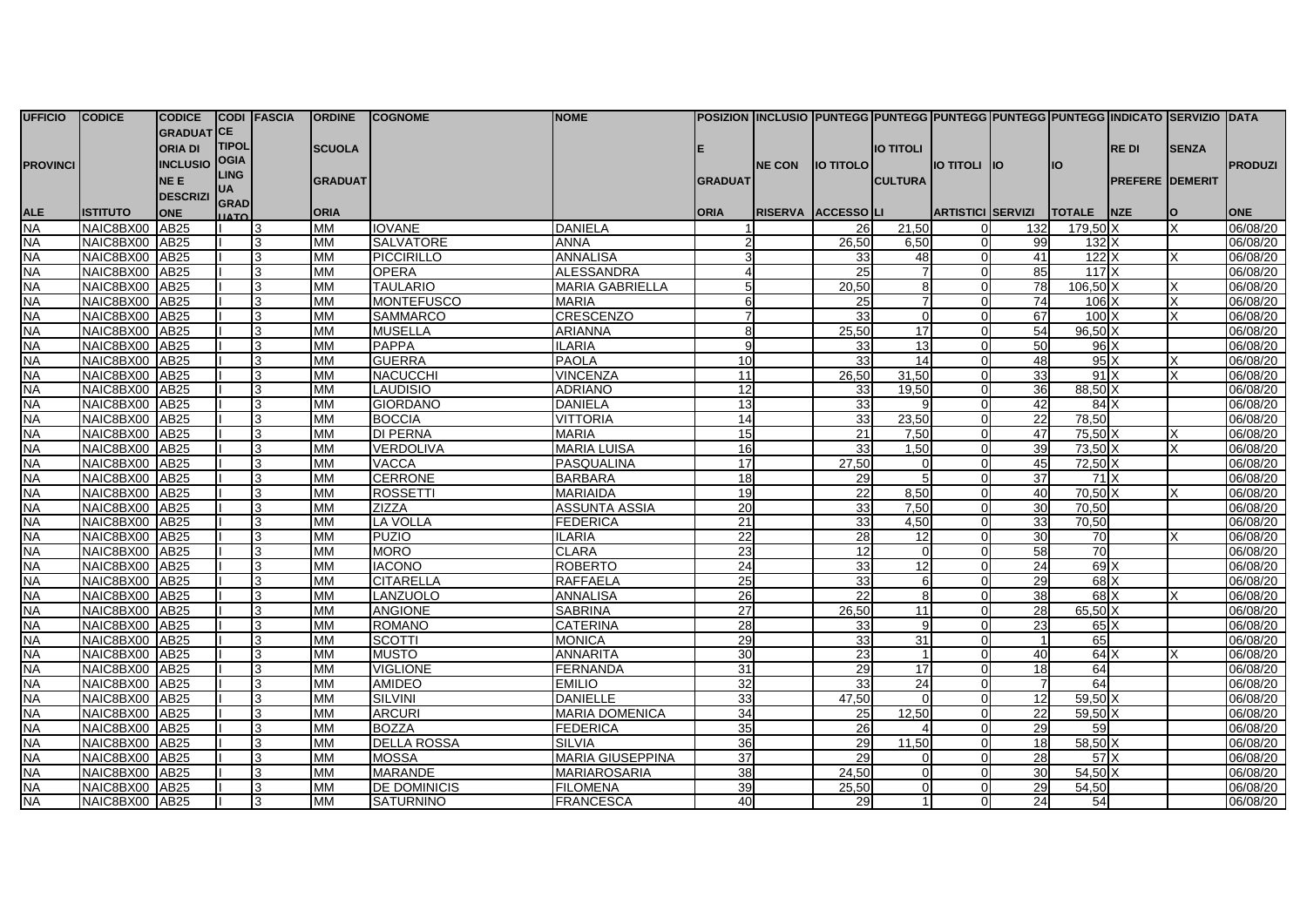| UFFICIO PROVINCIALE | CODICE ISTITUTO | CODICE GRADUATORIA DI INCLUSIONE E DESCRIZIONE | CODICE TIPOLOGIA LINGUA GRADUATO | FASCIA | ORDINE SCUOLA GRADUATORIA | COGNOME | NOME | POSIZIONE GRADUATORIA | INCLUSIONE CON RISERVA | PUNTEGGIO TITOLO ACCESSO | PUNTEGGIO TITOLI CULTURALI | PUNTEGGIO TITOLI ARTISTICI | PUNTEGGIO SERVIZI | PUNTEGGIO TOTALE | INDICATORE DI PREFERENZE | SERVIZIO SENZA DEMERITO | DATA PRODUZIONE |
|---|---|---|---|---|---|---|---|---|---|---|---|---|---|---|---|---|---|
| NA | NAIC8BX00 | AB25 | I | 3 | MM | IOVANE | DANIELA | 1 | | 26 | 21,50 | 0 | 132 | 179,50 | X | X | 06/08/20 |
| NA | NAIC8BX00 | AB25 | I | 3 | MM | SALVATORE | ANNA | 2 | | 26,50 | 6,50 | 0 | 99 | 132 | X | | 06/08/20 |
| NA | NAIC8BX00 | AB25 | I | 3 | MM | PICCIRILLO | ANNALISA | 3 | | 33 | 48 | 0 | 41 | 122 | X | X | 06/08/20 |
| NA | NAIC8BX00 | AB25 | I | 3 | MM | OPERA | ALESSANDRA | 4 | | 25 | 7 | 0 | 85 | 117 | X | | 06/08/20 |
| NA | NAIC8BX00 | AB25 | I | 3 | MM | TAULARIO | MARIA GABRIELLA | 5 | | 20,50 | 8 | 0 | 78 | 106,50 | X | X | 06/08/20 |
| NA | NAIC8BX00 | AB25 | I | 3 | MM | MONTEFUSCO | MARIA | 6 | | 25 | 7 | 0 | 74 | 106 | X | X | 06/08/20 |
| NA | NAIC8BX00 | AB25 | I | 3 | MM | SAMMARCO | CRESCENZO | 7 | | 33 | 0 | 0 | 67 | 100 | X | X | 06/08/20 |
| NA | NAIC8BX00 | AB25 | I | 3 | MM | MUSELLA | ARIANNA | 8 | | 25,50 | 17 | 0 | 54 | 96,50 | X | | 06/08/20 |
| NA | NAIC8BX00 | AB25 | I | 3 | MM | PAPPA | ILARIA | 9 | | 33 | 13 | 0 | 50 | 96 | X | | 06/08/20 |
| NA | NAIC8BX00 | AB25 | I | 3 | MM | GUERRA | PAOLA | 10 | | 33 | 14 | 0 | 48 | 95 | X | X | 06/08/20 |
| NA | NAIC8BX00 | AB25 | I | 3 | MM | NACUCCHI | VINCENZA | 11 | | 26,50 | 31,50 | 0 | 33 | 91 | X | X | 06/08/20 |
| NA | NAIC8BX00 | AB25 | I | 3 | MM | LAUDISIO | ADRIANO | 12 | | 33 | 19,50 | 0 | 36 | 88,50 | X | | 06/08/20 |
| NA | NAIC8BX00 | AB25 | I | 3 | MM | GIORDANO | DANIELA | 13 | | 33 | 9 | 0 | 42 | 84 | X | | 06/08/20 |
| NA | NAIC8BX00 | AB25 | I | 3 | MM | BOCCIA | VITTORIA | 14 | | 33 | 23,50 | 0 | 22 | 78,50 | | | 06/08/20 |
| NA | NAIC8BX00 | AB25 | I | 3 | MM | DI PERNA | MARIA | 15 | | 21 | 7,50 | 0 | 47 | 75,50 | X | X | 06/08/20 |
| NA | NAIC8BX00 | AB25 | I | 3 | MM | VERDOLIVA | MARIA LUISA | 16 | | 33 | 1,50 | 0 | 39 | 73,50 | X | X | 06/08/20 |
| NA | NAIC8BX00 | AB25 | I | 3 | MM | VACCA | PASQUALINA | 17 | | 27,50 | 0 | 0 | 45 | 72,50 | X | | 06/08/20 |
| NA | NAIC8BX00 | AB25 | I | 3 | MM | CERRONE | BARBARA | 18 | | 29 | 5 | 0 | 37 | 71 | X | | 06/08/20 |
| NA | NAIC8BX00 | AB25 | I | 3 | MM | ROSSETTI | MARIAIDA | 19 | | 22 | 8,50 | 0 | 40 | 70,50 | X | X | 06/08/20 |
| NA | NAIC8BX00 | AB25 | I | 3 | MM | ZIZZA | ASSUNTA ASSIA | 20 | | 33 | 7,50 | 0 | 30 | 70,50 | | | 06/08/20 |
| NA | NAIC8BX00 | AB25 | I | 3 | MM | LA VOLLA | FEDERICA | 21 | | 33 | 4,50 | 0 | 33 | 70,50 | | | 06/08/20 |
| NA | NAIC8BX00 | AB25 | I | 3 | MM | PUZIO | ILARIA | 22 | | 28 | 12 | 0 | 30 | 70 | | X | 06/08/20 |
| NA | NAIC8BX00 | AB25 | I | 3 | MM | MORO | CLARA | 23 | | 12 | 0 | 0 | 58 | 70 | | | 06/08/20 |
| NA | NAIC8BX00 | AB25 | I | 3 | MM | IACONO | ROBERTO | 24 | | 33 | 12 | 0 | 24 | 69 | X | | 06/08/20 |
| NA | NAIC8BX00 | AB25 | I | 3 | MM | CITARELLA | RAFFAELA | 25 | | 33 | 6 | 0 | 29 | 68 | X | | 06/08/20 |
| NA | NAIC8BX00 | AB25 | I | 3 | MM | LANZUOLO | ANNALISA | 26 | | 22 | 8 | 0 | 38 | 68 | X | X | 06/08/20 |
| NA | NAIC8BX00 | AB25 | I | 3 | MM | ANGIONE | SABRINA | 27 | | 26,50 | 11 | 0 | 28 | 65,50 | X | | 06/08/20 |
| NA | NAIC8BX00 | AB25 | I | 3 | MM | ROMANO | CATERINA | 28 | | 33 | 9 | 0 | 23 | 65 | X | | 06/08/20 |
| NA | NAIC8BX00 | AB25 | I | 3 | MM | SCOTTI | MONICA | 29 | | 33 | 31 | 0 | 1 | 65 | | | 06/08/20 |
| NA | NAIC8BX00 | AB25 | I | 3 | MM | MUSTO | ANNARITA | 30 | | 23 | 1 | 0 | 40 | 64 | X | X | 06/08/20 |
| NA | NAIC8BX00 | AB25 | I | 3 | MM | VIGLIONE | FERNANDA | 31 | | 29 | 17 | 0 | 18 | 64 | | | 06/08/20 |
| NA | NAIC8BX00 | AB25 | I | 3 | MM | AMIDEO | EMILIO | 32 | | 33 | 24 | 0 | 7 | 64 | | | 06/08/20 |
| NA | NAIC8BX00 | AB25 | I | 3 | MM | SILVINI | DANIELLE | 33 | | 47,50 | 0 | 0 | 12 | 59,50 | X | | 06/08/20 |
| NA | NAIC8BX00 | AB25 | I | 3 | MM | ARCURI | MARIA DOMENICA | 34 | | 25 | 12,50 | 0 | 22 | 59,50 | X | | 06/08/20 |
| NA | NAIC8BX00 | AB25 | I | 3 | MM | BOZZA | FEDERICA | 35 | | 26 | 4 | 0 | 29 | 59 | | | 06/08/20 |
| NA | NAIC8BX00 | AB25 | I | 3 | MM | DELLA ROSSA | SILVIA | 36 | | 29 | 11,50 | 0 | 18 | 58,50 | X | | 06/08/20 |
| NA | NAIC8BX00 | AB25 | I | 3 | MM | MOSSA | MARIA GIUSEPPINA | 37 | | 29 | 0 | 0 | 28 | 57 | X | | 06/08/20 |
| NA | NAIC8BX00 | AB25 | I | 3 | MM | MARANDE | MARIAROSARIA | 38 | | 24,50 | 0 | 0 | 30 | 54,50 | X | | 06/08/20 |
| NA | NAIC8BX00 | AB25 | I | 3 | MM | DE DOMINICIS | FILOMENA | 39 | | 25,50 | 0 | 0 | 29 | 54,50 | | | 06/08/20 |
| NA | NAIC8BX00 | AB25 | I | 3 | MM | SATURNINO | FRANCESCA | 40 | | 29 | 1 | 0 | 24 | 54 | | | 06/08/20 |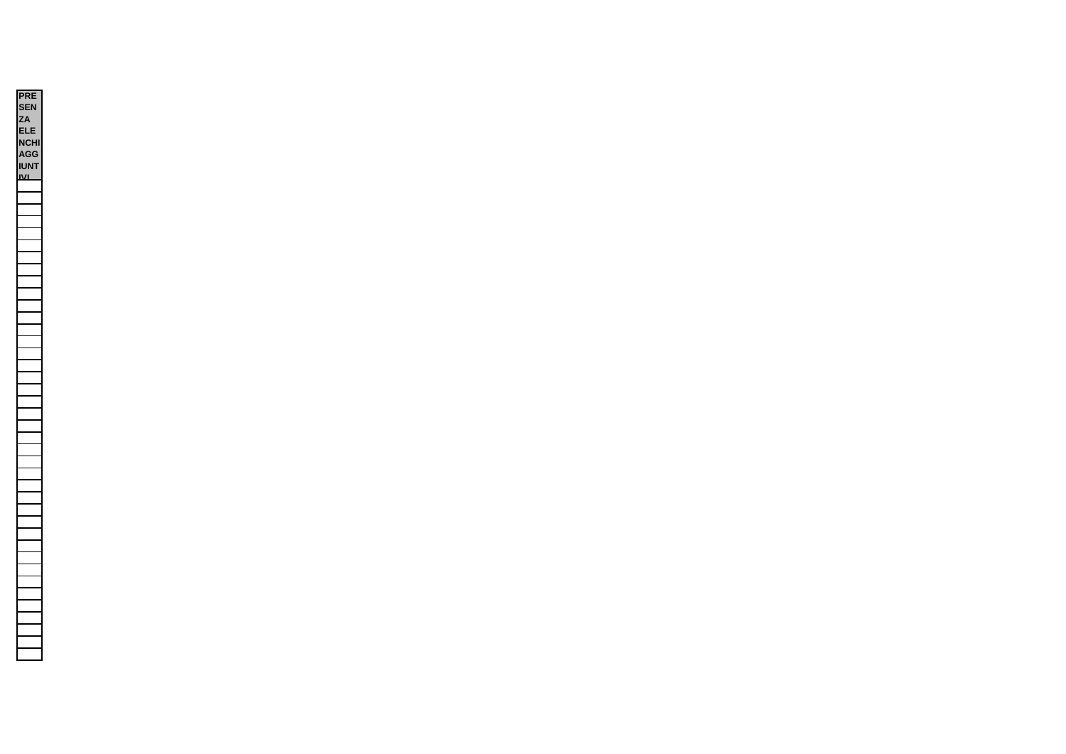| PRESENZA ELENCHI AGGIUNTIVI |
|---|
| |
| |
| |
| |
| |
| |
| |
| |
| |
| |
| |
| |
| |
| |
| |
| |
| |
| |
| |
| |
| |
| |
| |
| |
| |
| |
| |
| |
| |
| |
| |
| |
| |
| |
| |
| |
| |
| |
| |
| |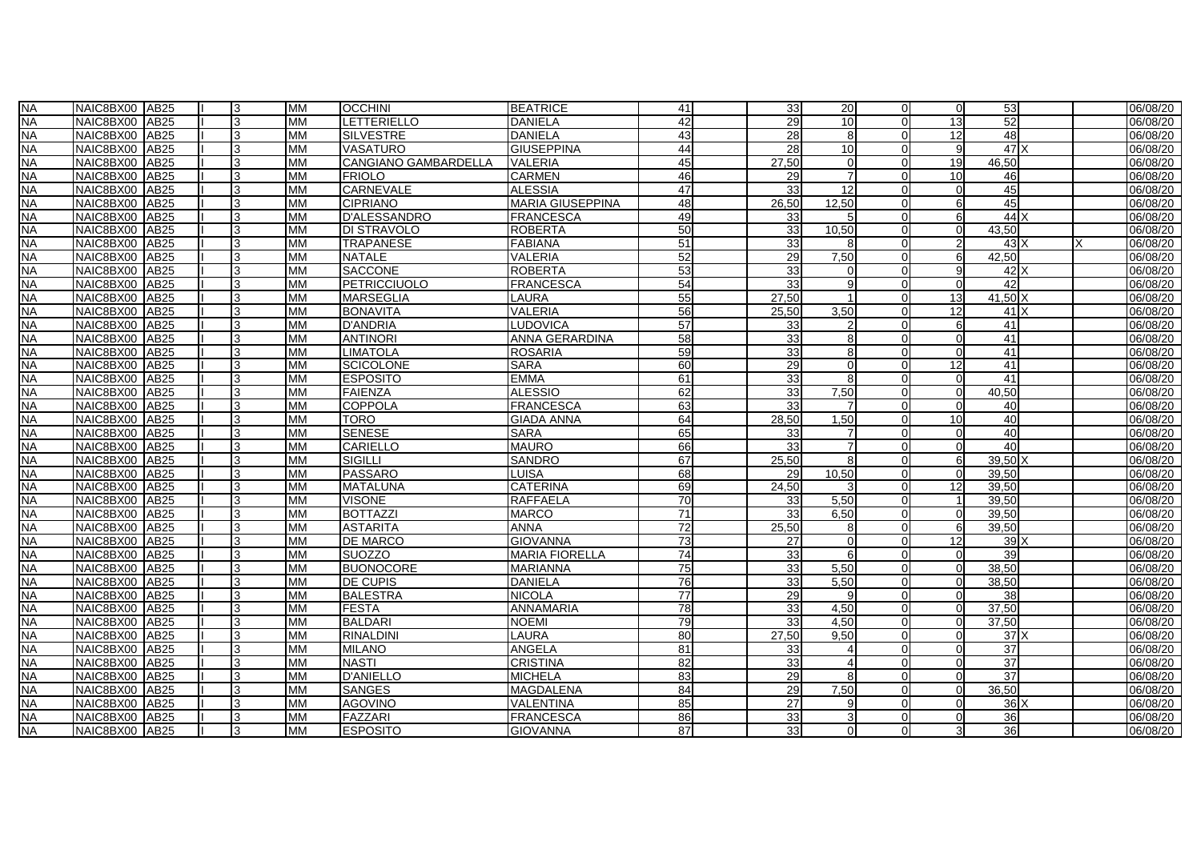| | | | | | | | | | | | | | | | | | |
|---|---|---|---|---|---|---|---|---|---|---|---|---|---|---|---|---|---|
| NA | NAIC8BX00 | AB25 | II | 3 | MM | OCCHINI | BEATRICE | 41 | | 33 | 20 | 0 | 0 | 53 | | | 06/08/20 |
| NA | NAIC8BX00 | AB25 | II | 3 | MM | LETTERIELLO | DANIELA | 42 | | 29 | 10 | 0 | 13 | 52 | | | 06/08/20 |
| NA | NAIC8BX00 | AB25 | II | 3 | MM | SILVESTRE | DANIELA | 43 | | 28 | 8 | 0 | 12 | 48 | | | 06/08/20 |
| NA | NAIC8BX00 | AB25 | II | 3 | MM | VASATURO | GIUSEPPINA | 44 | | 28 | 10 | 0 | 9 | 47 | X | | 06/08/20 |
| NA | NAIC8BX00 | AB25 | II | 3 | MM | CANGIANO GAMBARDELLA | VALERIA | 45 | | 27,50 | 0 | 0 | 19 | 46,50 | | | 06/08/20 |
| NA | NAIC8BX00 | AB25 | II | 3 | MM | FRIOLO | CARMEN | 46 | | 29 | 7 | 0 | 10 | 46 | | | 06/08/20 |
| NA | NAIC8BX00 | AB25 | II | 3 | MM | CARNEVALE | ALESSIA | 47 | | 33 | 12 | 0 | 0 | 45 | | | 06/08/20 |
| NA | NAIC8BX00 | AB25 | II | 3 | MM | CIPRIANO | MARIA GIUSEPPINA | 48 | | 26,50 | 12,50 | 0 | 6 | 45 | | | 06/08/20 |
| NA | NAIC8BX00 | AB25 | II | 3 | MM | D'ALESSANDRO | FRANCESCA | 49 | | 33 | 5 | 0 | 6 | 44 | X | | 06/08/20 |
| NA | NAIC8BX00 | AB25 | II | 3 | MM | DI STRAVOLO | ROBERTA | 50 | | 33 | 10,50 | 0 | 0 | 43,50 | | | 06/08/20 |
| NA | NAIC8BX00 | AB25 | II | 3 | MM | TRAPANESE | FABIANA | 51 | | 33 | 8 | 0 | 2 | 43 | X | X | 06/08/20 |
| NA | NAIC8BX00 | AB25 | II | 3 | MM | NATALE | VALERIA | 52 | | 29 | 7,50 | 0 | 6 | 42,50 | | | 06/08/20 |
| NA | NAIC8BX00 | AB25 | II | 3 | MM | SACCONE | ROBERTA | 53 | | 33 | 0 | 0 | 9 | 42 | X | | 06/08/20 |
| NA | NAIC8BX00 | AB25 | II | 3 | MM | PETRICCIUOLO | FRANCESCA | 54 | | 33 | 9 | 0 | 0 | 42 | | | 06/08/20 |
| NA | NAIC8BX00 | AB25 | II | 3 | MM | MARSEGLIA | LAURA | 55 | | 27,50 | 1 | 0 | 13 | 41,50 | X | | 06/08/20 |
| NA | NAIC8BX00 | AB25 | II | 3 | MM | BONAVITA | VALERIA | 56 | | 25,50 | 3,50 | 0 | 12 | 41 | X | | 06/08/20 |
| NA | NAIC8BX00 | AB25 | II | 3 | MM | D'ANDRIA | LUDOVICA | 57 | | 33 | 2 | 0 | 6 | 41 | | | 06/08/20 |
| NA | NAIC8BX00 | AB25 | II | 3 | MM | ANTINORI | ANNA GERARDINA | 58 | | 33 | 8 | 0 | 0 | 41 | | | 06/08/20 |
| NA | NAIC8BX00 | AB25 | II | 3 | MM | LIMATOLA | ROSARIA | 59 | | 33 | 8 | 0 | 0 | 41 | | | 06/08/20 |
| NA | NAIC8BX00 | AB25 | II | 3 | MM | SCICOLONE | SARA | 60 | | 29 | 0 | 0 | 12 | 41 | | | 06/08/20 |
| NA | NAIC8BX00 | AB25 | II | 3 | MM | ESPOSITO | EMMA | 61 | | 33 | 8 | 0 | 0 | 41 | | | 06/08/20 |
| NA | NAIC8BX00 | AB25 | II | 3 | MM | FAIENZA | ALESSIO | 62 | | 33 | 7,50 | 0 | 0 | 40,50 | | | 06/08/20 |
| NA | NAIC8BX00 | AB25 | II | 3 | MM | COPPOLA | FRANCESCA | 63 | | 33 | 7 | 0 | 0 | 40 | | | 06/08/20 |
| NA | NAIC8BX00 | AB25 | II | 3 | MM | TORO | GIADA ANNA | 64 | | 28,50 | 1,50 | 0 | 10 | 40 | | | 06/08/20 |
| NA | NAIC8BX00 | AB25 | II | 3 | MM | SENESE | SARA | 65 | | 33 | 7 | 0 | 0 | 40 | | | 06/08/20 |
| NA | NAIC8BX00 | AB25 | II | 3 | MM | CARIELLO | MAURO | 66 | | 33 | 7 | 0 | 0 | 40 | | | 06/08/20 |
| NA | NAIC8BX00 | AB25 | II | 3 | MM | SIGILLI | SANDRO | 67 | | 25,50 | 8 | 0 | 6 | 39,50 | X | | 06/08/20 |
| NA | NAIC8BX00 | AB25 | II | 3 | MM | PASSARO | LUISA | 68 | | 29 | 10,50 | 0 | 0 | 39,50 | | | 06/08/20 |
| NA | NAIC8BX00 | AB25 | II | 3 | MM | MATALUNA | CATERINA | 69 | | 24,50 | 3 | 0 | 12 | 39,50 | | | 06/08/20 |
| NA | NAIC8BX00 | AB25 | II | 3 | MM | VISONE | RAFFAELA | 70 | | 33 | 5,50 | 0 | 1 | 39,50 | | | 06/08/20 |
| NA | NAIC8BX00 | AB25 | II | 3 | MM | BOTTAZZI | MARCO | 71 | | 33 | 6,50 | 0 | 0 | 39,50 | | | 06/08/20 |
| NA | NAIC8BX00 | AB25 | II | 3 | MM | ASTARITA | ANNA | 72 | | 25,50 | 8 | 0 | 6 | 39,50 | | | 06/08/20 |
| NA | NAIC8BX00 | AB25 | II | 3 | MM | DE MARCO | GIOVANNA | 73 | | 27 | 0 | 0 | 12 | 39 | X | | 06/08/20 |
| NA | NAIC8BX00 | AB25 | II | 3 | MM | SUOZZO | MARIA FIORELLA | 74 | | 33 | 6 | 0 | 0 | 39 | | | 06/08/20 |
| NA | NAIC8BX00 | AB25 | II | 3 | MM | BUONOCORE | MARIANNA | 75 | | 33 | 5,50 | 0 | 0 | 38,50 | | | 06/08/20 |
| NA | NAIC8BX00 | AB25 | II | 3 | MM | DE CUPIS | DANIELA | 76 | | 33 | 5,50 | 0 | 0 | 38,50 | | | 06/08/20 |
| NA | NAIC8BX00 | AB25 | II | 3 | MM | BALESTRA | NICOLA | 77 | | 29 | 9 | 0 | 0 | 38 | | | 06/08/20 |
| NA | NAIC8BX00 | AB25 | II | 3 | MM | FESTA | ANNAMARIA | 78 | | 33 | 4,50 | 0 | 0 | 37,50 | | | 06/08/20 |
| NA | NAIC8BX00 | AB25 | II | 3 | MM | BALDARI | NOEMI | 79 | | 33 | 4,50 | 0 | 0 | 37,50 | | | 06/08/20 |
| NA | NAIC8BX00 | AB25 | II | 3 | MM | RINALDINI | LAURA | 80 | | 27,50 | 9,50 | 0 | 0 | 37 | X | | 06/08/20 |
| NA | NAIC8BX00 | AB25 | II | 3 | MM | MILANO | ANGELA | 81 | | 33 | 4 | 0 | 0 | 37 | | | 06/08/20 |
| NA | NAIC8BX00 | AB25 | II | 3 | MM | NASTI | CRISTINA | 82 | | 33 | 4 | 0 | 0 | 37 | | | 06/08/20 |
| NA | NAIC8BX00 | AB25 | II | 3 | MM | D'ANIELLO | MICHELA | 83 | | 29 | 8 | 0 | 0 | 37 | | | 06/08/20 |
| NA | NAIC8BX00 | AB25 | II | 3 | MM | SANGES | MAGDALENA | 84 | | 29 | 7,50 | 0 | 0 | 36,50 | | | 06/08/20 |
| NA | NAIC8BX00 | AB25 | II | 3 | MM | AGOVINO | VALENTINA | 85 | | 27 | 9 | 0 | 0 | 36 | X | | 06/08/20 |
| NA | NAIC8BX00 | AB25 | II | 3 | MM | FAZZARI | FRANCESCA | 86 | | 33 | 3 | 0 | 0 | 36 | | | 06/08/20 |
| NA | NAIC8BX00 | AB25 | II | 3 | MM | ESPOSITO | GIOVANNA | 87 | | 33 | 0 | 0 | 3 | 36 | | | 06/08/20 |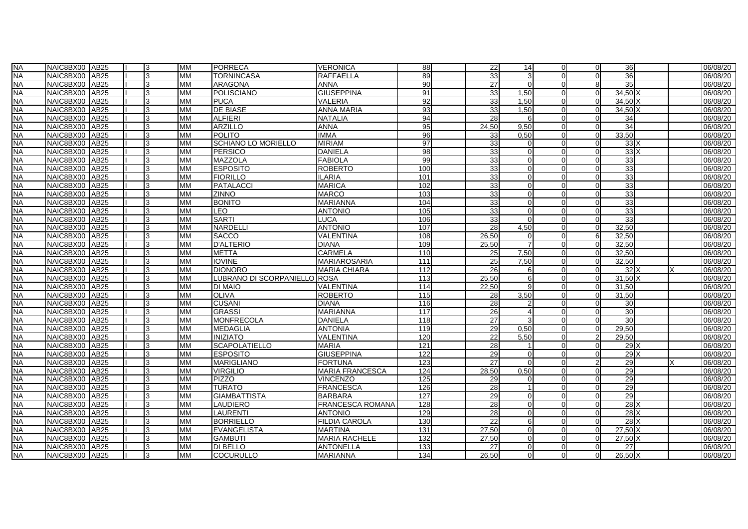| | | | | | | | | | | | | | | | | | |
|---|---|---|---|---|---|---|---|---|---|---|---|---|---|---|---|---|---|
| NA | NAIC8BX00 | AB25 | II | 3 | MM | PORRECA | VERONICA | 88 | | 22 | 14 | 0 | 0 | 36 | | | 06/08/20 |
| NA | NAIC8BX00 | AB25 | II | 3 | MM | TORNINCASA | RAFFAELLA | 89 | | 33 | 3 | 0 | 0 | 36 | | | 06/08/20 |
| NA | NAIC8BX00 | AB25 | II | 3 | MM | ARAGONA | ANNA | 90 | | 27 | 0 | 0 | 8 | 35 | | | 06/08/20 |
| NA | NAIC8BX00 | AB25 | II | 3 | MM | POLISCIANO | GIUSEPPINA | 91 | | 33 | 1,50 | 0 | 0 | 34,50 | X | | 06/08/20 |
| NA | NAIC8BX00 | AB25 | II | 3 | MM | PUCA | VALERIA | 92 | | 33 | 1,50 | 0 | 0 | 34,50 | X | | 06/08/20 |
| NA | NAIC8BX00 | AB25 | II | 3 | MM | DE BIASE | ANNA MARIA | 93 | | 33 | 1,50 | 0 | 0 | 34,50 | X | | 06/08/20 |
| NA | NAIC8BX00 | AB25 | II | 3 | MM | ALFIERI | NATALIA | 94 | | 28 | 6 | 0 | 0 | 34 | | | 06/08/20 |
| NA | NAIC8BX00 | AB25 | II | 3 | MM | ARZILLO | ANNA | 95 | | 24,50 | 9,50 | 0 | 0 | 34 | | | 06/08/20 |
| NA | NAIC8BX00 | AB25 | II | 3 | MM | POLITO | IMMA | 96 | | 33 | 0,50 | 0 | 0 | 33,50 | | | 06/08/20 |
| NA | NAIC8BX00 | AB25 | II | 3 | MM | SCHIANO LO MORIELLO | MIRIAM | 97 | | 33 | 0 | 0 | 0 | 33 | X | | 06/08/20 |
| NA | NAIC8BX00 | AB25 | II | 3 | MM | PERSICO | DANIELA | 98 | | 33 | 0 | 0 | 0 | 33 | X | | 06/08/20 |
| NA | NAIC8BX00 | AB25 | II | 3 | MM | MAZZOLA | FABIOLA | 99 | | 33 | 0 | 0 | 0 | 33 | | | 06/08/20 |
| NA | NAIC8BX00 | AB25 | II | 3 | MM | ESPOSITO | ROBERTO | 100 | | 33 | 0 | 0 | 0 | 33 | | | 06/08/20 |
| NA | NAIC8BX00 | AB25 | II | 3 | MM | FIORILLO | ILARIA | 101 | | 33 | 0 | 0 | 0 | 33 | | | 06/08/20 |
| NA | NAIC8BX00 | AB25 | II | 3 | MM | PATALACCI | MARICA | 102 | | 33 | 0 | 0 | 0 | 33 | | | 06/08/20 |
| NA | NAIC8BX00 | AB25 | II | 3 | MM | ZINNO | MARCO | 103 | | 33 | 0 | 0 | 0 | 33 | | | 06/08/20 |
| NA | NAIC8BX00 | AB25 | II | 3 | MM | BONITO | MARIANNA | 104 | | 33 | 0 | 0 | 0 | 33 | | | 06/08/20 |
| NA | NAIC8BX00 | AB25 | II | 3 | MM | LEO | ANTONIO | 105 | | 33 | 0 | 0 | 0 | 33 | | | 06/08/20 |
| NA | NAIC8BX00 | AB25 | II | 3 | MM | SARTI | LUCA | 106 | | 33 | 0 | 0 | 0 | 33 | | | 06/08/20 |
| NA | NAIC8BX00 | AB25 | II | 3 | MM | NARDELLI | ANTONIO | 107 | | 28 | 4,50 | 0 | 0 | 32,50 | | | 06/08/20 |
| NA | NAIC8BX00 | AB25 | II | 3 | MM | SACCO | VALENTINA | 108 | | 26,50 | 0 | 0 | 6 | 32,50 | | | 06/08/20 |
| NA | NAIC8BX00 | AB25 | II | 3 | MM | D'ALTERIO | DIANA | 109 | | 25,50 | 7 | 0 | 0 | 32,50 | | | 06/08/20 |
| NA | NAIC8BX00 | AB25 | II | 3 | MM | METTA | CARMELA | 110 | | 25 | 7,50 | 0 | 0 | 32,50 | | | 06/08/20 |
| NA | NAIC8BX00 | AB25 | II | 3 | MM | IOVINE | MARIAROSARIA | 111 | | 25 | 7,50 | 0 | 0 | 32,50 | | | 06/08/20 |
| NA | NAIC8BX00 | AB25 | II | 3 | MM | DIONORO | MARIA CHIARA | 112 | | 26 | 6 | 0 | 0 | 32 | X | X | 06/08/20 |
| NA | NAIC8BX00 | AB25 | II | 3 | MM | LUBRANO DI SCORPANIELLO | ROSA | 113 | | 25,50 | 6 | 0 | 0 | 31,50 | X | | 06/08/20 |
| NA | NAIC8BX00 | AB25 | II | 3 | MM | DI MAIO | VALENTINA | 114 | | 22,50 | 9 | 0 | 0 | 31,50 | | | 06/08/20 |
| NA | NAIC8BX00 | AB25 | II | 3 | MM | OLIVA | ROBERTO | 115 | | 28 | 3,50 | 0 | 0 | 31,50 | | | 06/08/20 |
| NA | NAIC8BX00 | AB25 | II | 3 | MM | CUSANI | DIANA | 116 | | 28 | 2 | 0 | 0 | 30 | | | 06/08/20 |
| NA | NAIC8BX00 | AB25 | II | 3 | MM | GRASSI | MARIANNA | 117 | | 26 | 4 | 0 | 0 | 30 | | | 06/08/20 |
| NA | NAIC8BX00 | AB25 | II | 3 | MM | MONFRECOLA | DANIELA | 118 | | 27 | 3 | 0 | 0 | 30 | | | 06/08/20 |
| NA | NAIC8BX00 | AB25 | II | 3 | MM | MEDAGLIA | ANTONIA | 119 | | 29 | 0,50 | 0 | 0 | 29,50 | | | 06/08/20 |
| NA | NAIC8BX00 | AB25 | II | 3 | MM | INIZIATO | VALENTINA | 120 | | 22 | 5,50 | 0 | 2 | 29,50 | | | 06/08/20 |
| NA | NAIC8BX00 | AB25 | II | 3 | MM | SCAPOLATIELLO | MARIA | 121 | | 28 | 1 | 0 | 0 | 29 | X | | 06/08/20 |
| NA | NAIC8BX00 | AB25 | II | 3 | MM | ESPOSITO | GIUSEPPINA | 122 | | 29 | 0 | 0 | 0 | 29 | X | | 06/08/20 |
| NA | NAIC8BX00 | AB25 | II | 3 | MM | MARIGLIANO | FORTUNA | 123 | | 27 | 0 | 0 | 2 | 29 | | X | 06/08/20 |
| NA | NAIC8BX00 | AB25 | II | 3 | MM | VIRGILIO | MARIA FRANCESCA | 124 | | 28,50 | 0,50 | 0 | 0 | 29 | | | 06/08/20 |
| NA | NAIC8BX00 | AB25 | II | 3 | MM | PIZZO | VINCENZO | 125 | | 29 | 0 | 0 | 0 | 29 | | | 06/08/20 |
| NA | NAIC8BX00 | AB25 | II | 3 | MM | TURATO | FRANCESCA | 126 | | 28 | 1 | 0 | 0 | 29 | | | 06/08/20 |
| NA | NAIC8BX00 | AB25 | II | 3 | MM | GIAMBATTISTA | BARBARA | 127 | | 29 | 0 | 0 | 0 | 29 | | | 06/08/20 |
| NA | NAIC8BX00 | AB25 | II | 3 | MM | LAUDIERO | FRANCESCA ROMANA | 128 | | 28 | 0 | 0 | 0 | 28 | X | | 06/08/20 |
| NA | NAIC8BX00 | AB25 | II | 3 | MM | LAURENTI | ANTONIO | 129 | | 28 | 0 | 0 | 0 | 28 | X | | 06/08/20 |
| NA | NAIC8BX00 | AB25 | II | 3 | MM | BORRIELLO | FILDIA CAROLA | 130 | | 22 | 6 | 0 | 0 | 28 | X | | 06/08/20 |
| NA | NAIC8BX00 | AB25 | II | 3 | MM | EVANGELISTA | MARTINA | 131 | | 27,50 | 0 | 0 | 0 | 27,50 | X | | 06/08/20 |
| NA | NAIC8BX00 | AB25 | II | 3 | MM | GAMBUTI | MARIA RACHELE | 132 | | 27,50 | 0 | 0 | 0 | 27,50 | X | | 06/08/20 |
| NA | NAIC8BX00 | AB25 | II | 3 | MM | DI BELLO | ANTONELLA | 133 | | 27 | 0 | 0 | 0 | 27 | | | 06/08/20 |
| NA | NAIC8BX00 | AB25 | II | 3 | MM | COCURULLO | MARIANNA | 134 | | 26,50 | 0 | 0 | 0 | 26,50 | X | | 06/08/20 |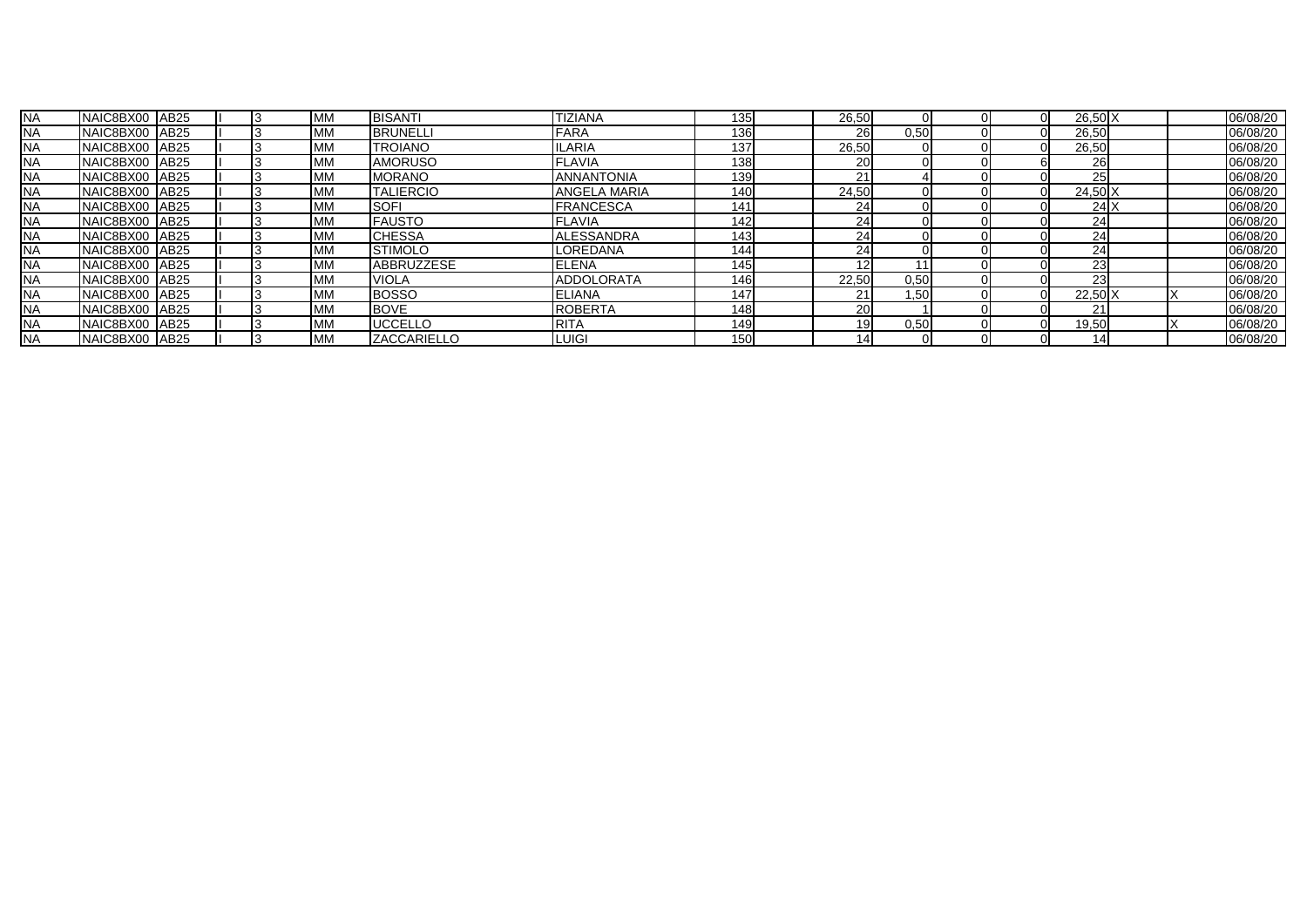| | | | | | | | | | | | | | | | | | |
|---|---|---|---|---|---|---|---|---|---|---|---|---|---|---|---|---|---|
| NA | NAIC8BX00 | AB25 | I | 3 | MM | BISANTI | TIZIANA | 135 | | 26,50 | 0 | 0 | 0 | 26,50 | X | | 06/08/20 |
| NA | NAIC8BX00 | AB25 | I | 3 | MM | BRUNELLI | FARA | 136 | | 26 | 0,50 | 0 | 0 | 26,50 | | | 06/08/20 |
| NA | NAIC8BX00 | AB25 | I | 3 | MM | TROIANO | ILARIA | 137 | | 26,50 | 0 | 0 | 0 | 26,50 | | | 06/08/20 |
| NA | NAIC8BX00 | AB25 | I | 3 | MM | AMORUSO | FLAVIA | 138 | | 20 | 0 | 0 | 6 | 26 | | | 06/08/20 |
| NA | NAIC8BX00 | AB25 | I | 3 | MM | MORANO | ANNANTONIA | 139 | | 21 | 4 | 0 | 0 | 25 | | | 06/08/20 |
| NA | NAIC8BX00 | AB25 | I | 3 | MM | TALIERCIO | ANGELA MARIA | 140 | | 24,50 | 0 | 0 | 0 | 24,50 | X | | 06/08/20 |
| NA | NAIC8BX00 | AB25 | I | 3 | MM | SOFI | FRANCESCA | 141 | | 24 | 0 | 0 | 0 | 24 | X | | 06/08/20 |
| NA | NAIC8BX00 | AB25 | I | 3 | MM | FAUSTO | FLAVIA | 142 | | 24 | 0 | 0 | 0 | 24 | | | 06/08/20 |
| NA | NAIC8BX00 | AB25 | I | 3 | MM | CHESSA | ALESSANDRA | 143 | | 24 | 0 | 0 | 0 | 24 | | | 06/08/20 |
| NA | NAIC8BX00 | AB25 | I | 3 | MM | STIMOLO | LOREDANA | 144 | | 24 | 0 | 0 | 0 | 24 | | | 06/08/20 |
| NA | NAIC8BX00 | AB25 | I | 3 | MM | ABBRUZZESE | ELENA | 145 | | 12 | 11 | 0 | 0 | 23 | | | 06/08/20 |
| NA | NAIC8BX00 | AB25 | I | 3 | MM | VIOLA | ADDOLORATA | 146 | | 22,50 | 0,50 | 0 | 0 | 23 | | | 06/08/20 |
| NA | NAIC8BX00 | AB25 | I | 3 | MM | BOSSO | ELIANA | 147 | | 21 | 1,50 | 0 | 0 | 22,50 | X | X | 06/08/20 |
| NA | NAIC8BX00 | AB25 | I | 3 | MM | BOVE | ROBERTA | 148 | | 20 | 1 | 0 | 0 | 21 | | | 06/08/20 |
| NA | NAIC8BX00 | AB25 | I | 3 | MM | UCCELLO | RITA | 149 | | 19 | 0,50 | 0 | 0 | 19,50 | | X | 06/08/20 |
| NA | NAIC8BX00 | AB25 | I | 3 | MM | ZACCARIELLO | LUIGI | 150 | | 14 | 0 | 0 | 0 | 14 | | | 06/08/20 |